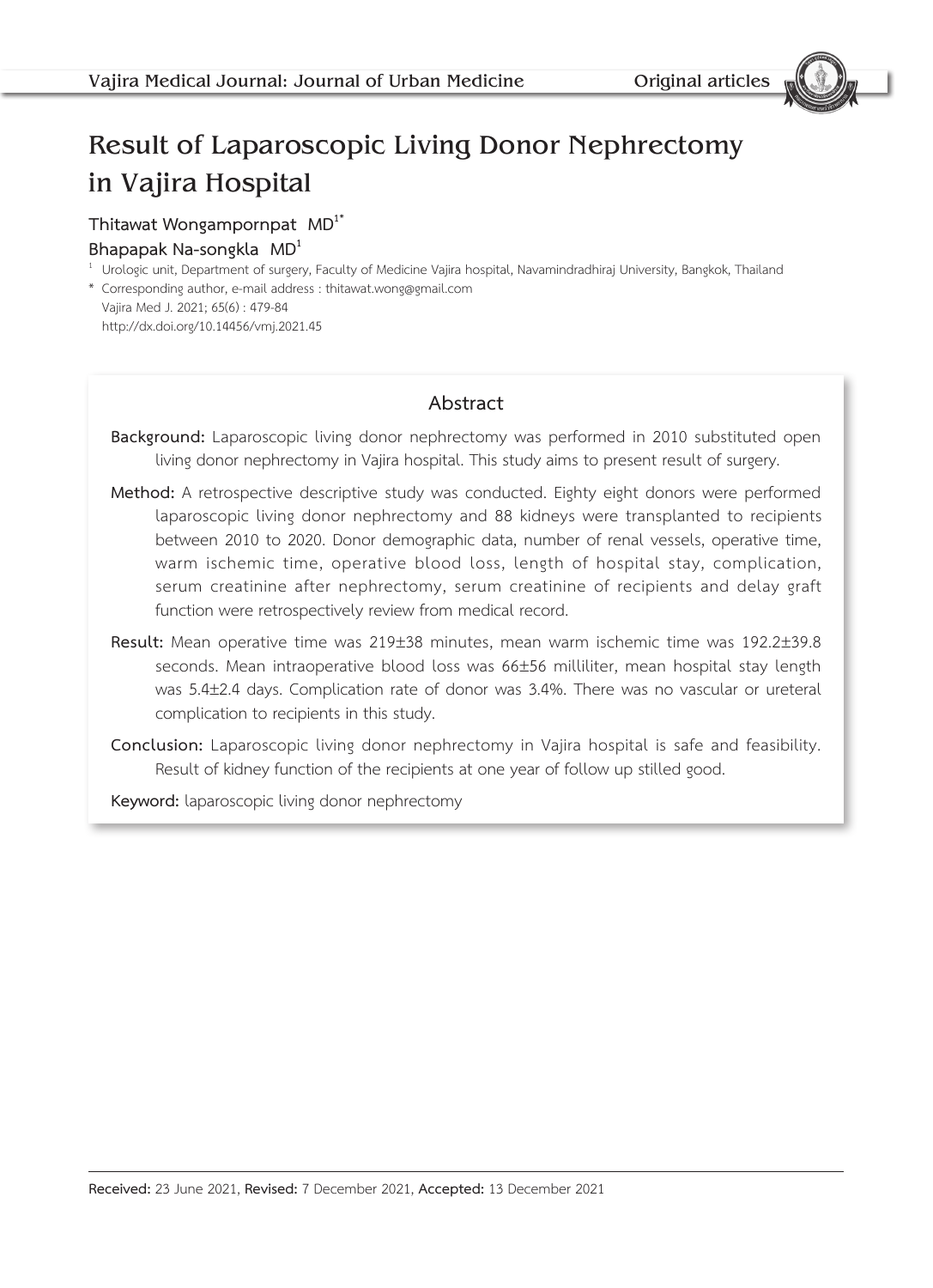# Result of Laparoscopic Living Donor Nephrectomy in Vajira Hospital

**Thitawat Wongampornpat MD[1*]**
**Bhapapak Na-songkla MD[1]**

[1] Urologic unit, Department of surgery, Faculty of Medicine Vajira hospital, Navamindradhiraj University, Bangkok, Thailand
* Corresponding author, e-mail address : thitawat.wong@gmail.com
Vajira Med J. 2021; 65(6) : 479-84
http://dx.doi.org/10.14456/vmj.2021.45

## Abstract

**Background:** Laparoscopic living donor nephrectomy was performed in 2010 substituted open living donor nephrectomy in Vajira hospital. This study aims to present result of surgery.

**Method:** A retrospective descriptive study was conducted. Eighty eight donors were performed laparoscopic living donor nephrectomy and 88 kidneys were transplanted to recipients between 2010 to 2020. Donor demographic data, number of renal vessels, operative time, warm ischemic time, operative blood loss, length of hospital stay, complication, serum creatinine after nephrectomy, serum creatinine of recipients and delay graft function were retrospectively review from medical record.

**Result:** Mean operative time was 219±38 minutes, mean warm ischemic time was 192.2±39.8 seconds. Mean intraoperative blood loss was 66±56 milliliter, mean hospital stay length was 5.4±2.4 days. Complication rate of donor was 3.4%. There was no vascular or ureteral complication to recipients in this study.

**Conclusion:** Laparoscopic living donor nephrectomy in Vajira hospital is safe and feasibility. Result of kidney function of the recipients at one year of follow up stilled good.

**Keyword:** laparoscopic living donor nephrectomy

**Received:** 23 June 2021, **Revised:** 7 December 2021, **Accepted:** 13 December 2021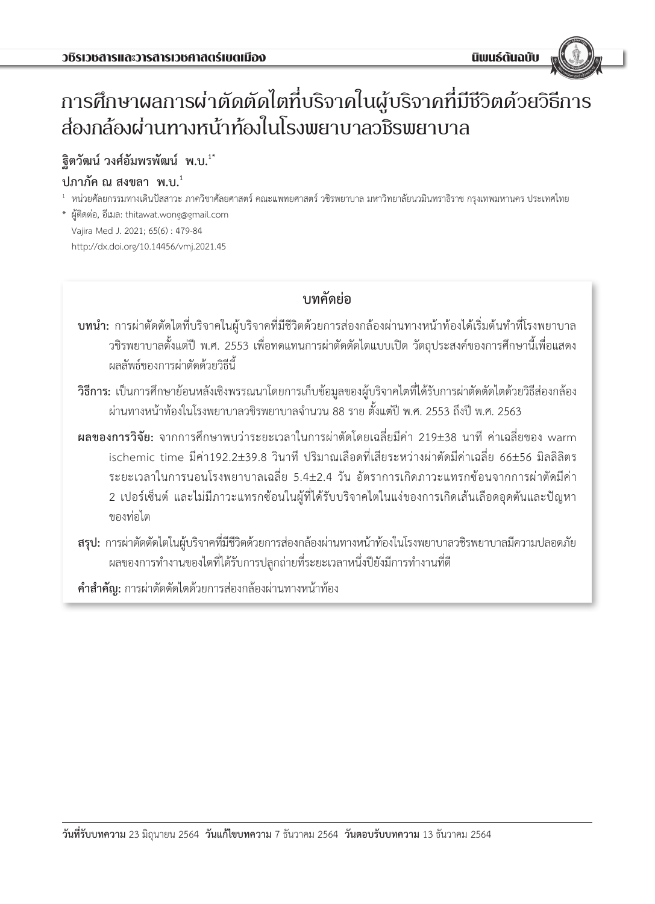# การศึกษาผลการผ่าตัดตัดไตที่บริจาคในผู้บริจาคที่มีชีวิตด้วยวิธีการส่องกล้องผ่านทางหน้าท้องในโรงพยาบาลวชิรพยาบาล

**ฐิตวัฒน์ วงศ์อัมพรพัฒน์ พ.บ.**[1*]

**ปภาภัค ณ สงขลา พ.บ.**[1]

[1] หน่วยศัลยกรรมทางเดินปัสสาวะ ภาควิชาศัลยศาสตร์ คณะแพทยศาสตร์ วชิรพยาบาล มหาวิทยาลัยนวมินทราธิราช กรุงเทพมหานคร ประเทศไทย

* ผู้ติดต่อ, อีเมล: thitawat.wong@gmail.com

Vajira Med J. 2021; 65(6) : 479-84

http://dx.doi.org/10.14456/vmj.2021.45

## บทคัดย่อ

**บทนำ:** การผ่าตัดตัดไตที่บริจาคในผู้บริจาคที่มีชีวิตด้วยการส่องกล้องผ่านทางหน้าท้องได้เริ่มต้นทำที่โรงพยาบาลวชิรพยาบาลตั้งแต่ปี พ.ศ. 2553 เพื่อทดแทนการผ่าตัดตัดไตแบบเปิด วัตถุประสงค์ของการศึกษานี้เพื่อแสดงผลลัพธ์ของการผ่าตัดด้วยวิธีนี้

**วิธีการ:** เป็นการศึกษาย้อนหลังเชิงพรรณนาโดยการเก็บข้อมูลของผู้บริจาคไตที่ได้รับการผ่าตัดตัดไตด้วยวิธีส่องกล้องผ่านทางหน้าท้องในโรงพยาบาลวชิรพยาบาลจำนวน 88 ราย ตั้งแต่ปี พ.ศ. 2553 ถึงปี พ.ศ. 2563

**ผลของการวิจัย:** จากการศึกษาพบว่าระยะเวลาในการผ่าตัดโดยเฉลี่ยมีค่า 219±38 นาที ค่าเฉลี่ยของ warm ischemic time มีค่า192.2±39.8 วินาที ปริมาณเลือดที่เสียระหว่างผ่าตัดมีค่าเฉลี่ย 66±56 มิลลิลิตร ระยะเวลาในการนอนโรงพยาบาลเฉลี่ย 5.4±2.4 วัน อัตราการเกิดภาวะแทรกซ้อนจากการผ่าตัดมีค่า 2 เปอร์เซ็นต์ และไม่มีภาวะแทรกซ้อนในผู้ที่ได้รับบริจาคไตในแง่ของการเกิดเส้นเลือดอุดตันและปัญหาของท่อไต

**สรุป:** การผ่าตัดตัดไตในผู้บริจาคที่มีชีวิตด้วยการส่องกล้องผ่านทางหน้าท้องในโรงพยาบาลวชิรพยาบาลมีความปลอดภัย ผลของการทำงานของไตที่ได้รับการปลูกถ่ายที่ระยะเวลาหนึ่งปียังมีการทำงานที่ดี

**คำสำคัญ:** การผ่าตัดตัดไตด้วยการส่องกล้องผ่านทางหน้าท้อง

**วันที่รับบทความ** 23 มิถุนายน 2564 **วันแก้ไขบทความ** 7 ธันวาคม 2564 **วันตอบรับบทความ** 13 ธันวาคม 2564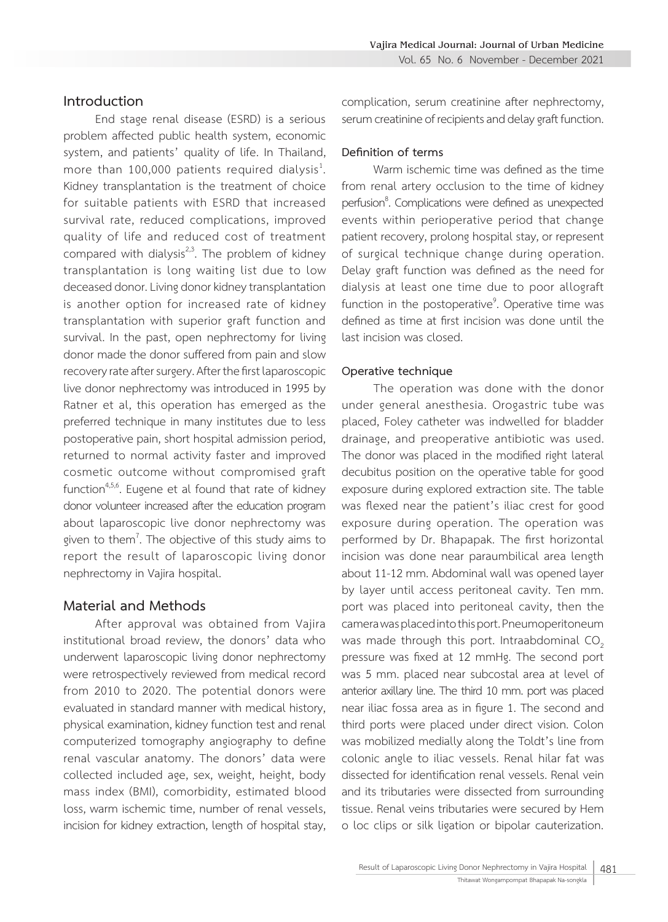## Introduction

End stage renal disease (ESRD) is a serious problem affected public health system, economic system, and patients' quality of life. In Thailand, more than 100,000 patients required dialysis[1]. Kidney transplantation is the treatment of choice for suitable patients with ESRD that increased survival rate, reduced complications, improved quality of life and reduced cost of treatment compared with dialysis[2,3]. The problem of kidney transplantation is long waiting list due to low deceased donor. Living donor kidney transplantation is another option for increased rate of kidney transplantation with superior graft function and survival. In the past, open nephrectomy for living donor made the donor suffered from pain and slow recovery rate after surgery. After the first laparoscopic live donor nephrectomy was introduced in 1995 by Ratner et al, this operation has emerged as the preferred technique in many institutes due to less postoperative pain, short hospital admission period, returned to normal activity faster and improved cosmetic outcome without compromised graft function[4,5,6]. Eugene et al found that rate of kidney donor volunteer increased after the education program about laparoscopic live donor nephrectomy was given to them[7]. The objective of this study aims to report the result of laparoscopic living donor nephrectomy in Vajira hospital.

## Material and Methods

After approval was obtained from Vajira institutional broad review, the donors' data who underwent laparoscopic living donor nephrectomy were retrospectively reviewed from medical record from 2010 to 2020. The potential donors were evaluated in standard manner with medical history, physical examination, kidney function test and renal computerized tomography angiography to define renal vascular anatomy. The donors' data were collected included age, sex, weight, height, body mass index (BMI), comorbidity, estimated blood loss, warm ischemic time, number of renal vessels, incision for kidney extraction, length of hospital stay, complication, serum creatinine after nephrectomy, serum creatinine of recipients and delay graft function.

### Definition of terms

Warm ischemic time was defined as the time from renal artery occlusion to the time of kidney perfusion[8]. Complications were defined as unexpected events within perioperative period that change patient recovery, prolong hospital stay, or represent of surgical technique change during operation. Delay graft function was defined as the need for dialysis at least one time due to poor allograft function in the postoperative[9]. Operative time was defined as time at first incision was done until the last incision was closed.

### Operative technique

The operation was done with the donor under general anesthesia. Orogastric tube was placed, Foley catheter was indwelled for bladder drainage, and preoperative antibiotic was used. The donor was placed in the modified right lateral decubitus position on the operative table for good exposure during explored extraction site. The table was flexed near the patient's iliac crest for good exposure during operation. The operation was performed by Dr. Bhapapak. The first horizontal incision was done near paraumbilical area length about 11-12 mm. Abdominal wall was opened layer by layer until access peritoneal cavity. Ten mm. port was placed into peritoneal cavity, then the camera was placed into this port. Pneumoperitoneum was made through this port. Intraabdominal $CO_2$ pressure was fixed at 12 mmHg. The second port was 5 mm. placed near subcostal area at level of anterior axillary line. The third 10 mm. port was placed near iliac fossa area as in figure 1. The second and third ports were placed under direct vision. Colon was mobilized medially along the Toldt's line from colonic angle to iliac vessels. Renal hilar fat was dissected for identification renal vessels. Renal vein and its tributaries were dissected from surrounding tissue. Renal veins tributaries were secured by Hem o loc clips or silk ligation or bipolar cauterization.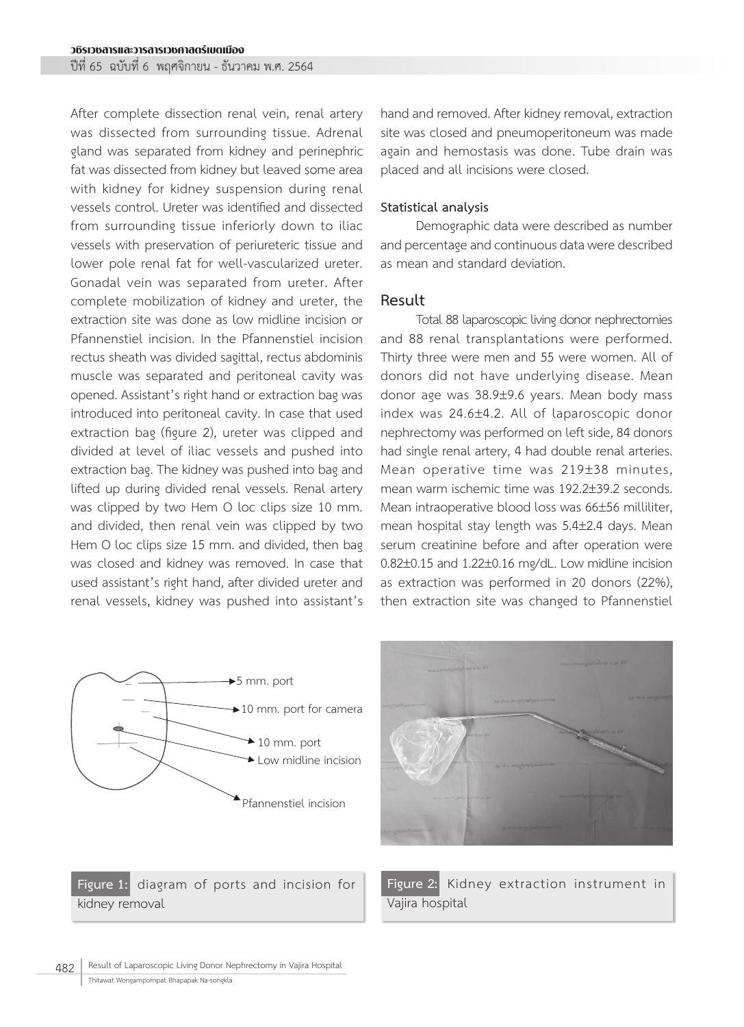After complete dissection renal vein, renal artery was dissected from surrounding tissue. Adrenal gland was separated from kidney and perinephric fat was dissected from kidney but leaved some area with kidney for kidney suspension during renal vessels control. Ureter was identified and dissected from surrounding tissue inferiorly down to iliac vessels with preservation of periureteric tissue and lower pole renal fat for well-vascularized ureter. Gonadal vein was separated from ureter. After complete mobilization of kidney and ureter, the extraction site was done as low midline incision or Pfannenstiel incision. In the Pfannenstiel incision rectus sheath was divided sagittal, rectus abdominis muscle was separated and peritoneal cavity was opened. Assistant's right hand or extraction bag was introduced into peritoneal cavity. In case that used extraction bag (figure 2), ureter was clipped and divided at level of iliac vessels and pushed into extraction bag. The kidney was pushed into bag and lifted up during divided renal vessels. Renal artery was clipped by two Hem O loc clips size 10 mm. and divided, then renal vein was clipped by two Hem O loc clips size 15 mm. and divided, then bag was closed and kidney was removed. In case that used assistant's right hand, after divided ureter and renal vessels, kidney was pushed into assistant's hand and removed. After kidney removal, extraction site was closed and pneumoperitoneum was made again and hemostasis was done. Tube drain was placed and all incisions were closed.

### Statistical analysis

Demographic data were described as number and percentage and continuous data were described as mean and standard deviation.

## Result

Total 88 laparoscopic living donor nephrectomies and 88 renal transplantations were performed. Thirty three were men and 55 were women. All of donors did not have underlying disease. Mean donor age was 38.9±9.6 years. Mean body mass index was 24.6±4.2. All of laparoscopic donor nephrectomy was performed on left side, 84 donors had single renal artery, 4 had double renal arteries. Mean operative time was 219±38 minutes, mean warm ischemic time was 192.2±39.2 seconds. Mean intraoperative blood loss was 66±56 milliliter, mean hospital stay length was 5.4±2.4 days. Mean serum creatinine before and after operation were 0.82±0.15 and 1.22±0.16 mg/dL. Low midline incision as extraction was performed in 20 donors (22%), then extraction site was changed to Pfannenstiel

5 mm. port
10 mm. port for camera
10 mm. port
Low midline incision
Pfannenstiel incision

**Figure 1:** diagram of ports and incision for kidney removal

**Figure 2:** Kidney extraction instrument in Vajira hospital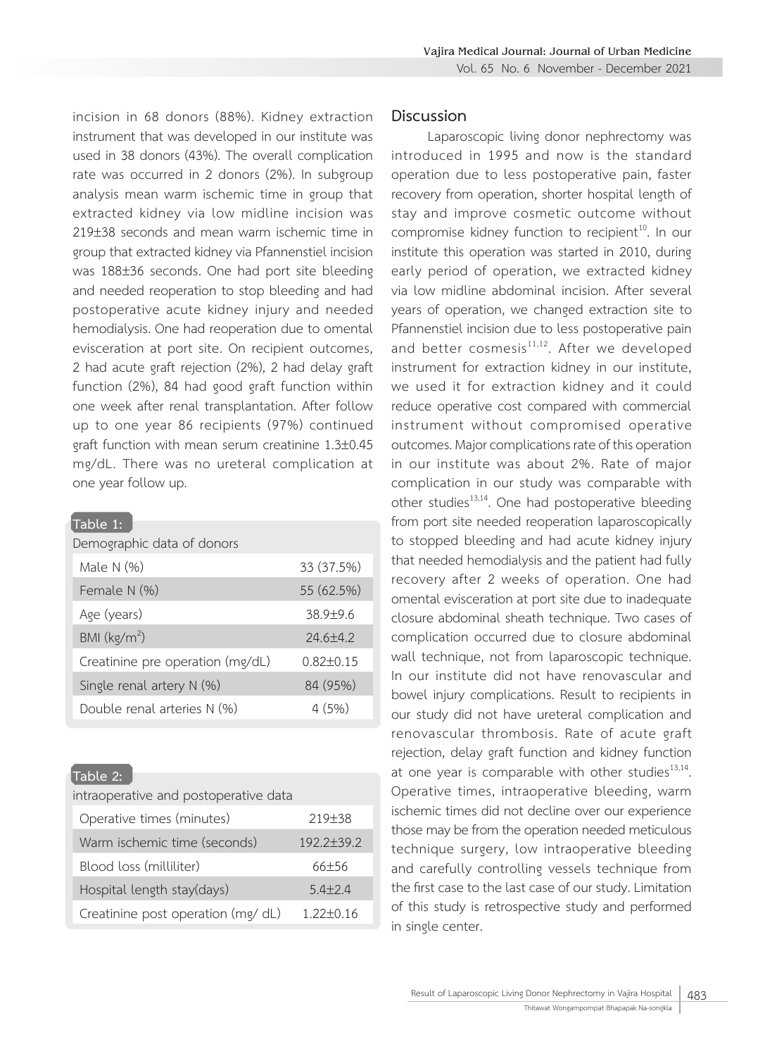incision in 68 donors (88%). Kidney extraction instrument that was developed in our institute was used in 38 donors (43%). The overall complication rate was occurred in 2 donors (2%). In subgroup analysis mean warm ischemic time in group that extracted kidney via low midline incision was 219±38 seconds and mean warm ischemic time in group that extracted kidney via Pfannenstiel incision was 188±36 seconds. One had port site bleeding and needed reoperation to stop bleeding and had postoperative acute kidney injury and needed hemodialysis. One had reoperation due to omental evisceration at port site. On recipient outcomes, 2 had acute graft rejection (2%), 2 had delay graft function (2%), 84 had good graft function within one week after renal transplantation. After follow up to one year 86 recipients (97%) continued graft function with mean serum creatinine 1.3±0.45 mg/dL. There was no ureteral complication at one year follow up.

**Table 1:** Demographic data of donors

| | |
|---|---|
| Male N (%) | 33 (37.5%) |
| Female N (%) | 55 (62.5%) |
| Age (years) | 38.9±9.6 |
| BMI (kg/m$^2$) | 24.6±4.2 |
| Creatinine pre operation (mg/dL) | 0.82±0.15 |
| Single renal artery N (%) | 84 (95%) |
| Double renal arteries N (%) | 4 (5%) |

**Table 2:** intraoperative and postoperative data

| | |
|---|---|
| Operative times (minutes) | 219±38 |
| Warm ischemic time (seconds) | 192.2±39.2 |
| Blood loss (milliliter) | 66±56 |
| Hospital length stay(days) | 5.4±2.4 |
| Creatinine post operation (mg/ dL) | 1.22±0.16 |

## Discussion

Laparoscopic living donor nephrectomy was introduced in 1995 and now is the standard operation due to less postoperative pain, faster recovery from operation, shorter hospital length of stay and improve cosmetic outcome without compromise kidney function to recipient[10]. In our institute this operation was started in 2010, during early period of operation, we extracted kidney via low midline abdominal incision. After several years of operation, we changed extraction site to Pfannenstiel incision due to less postoperative pain and better cosmesis[11,12]. After we developed instrument for extraction kidney in our institute, we used it for extraction kidney and it could reduce operative cost compared with commercial instrument without compromised operative outcomes. Major complications rate of this operation in our institute was about 2%. Rate of major complication in our study was comparable with other studies[13,14]. One had postoperative bleeding from port site needed reoperation laparoscopically to stopped bleeding and had acute kidney injury that needed hemodialysis and the patient had fully recovery after 2 weeks of operation. One had omental evisceration at port site due to inadequate closure abdominal sheath technique. Two cases of complication occurred due to closure abdominal wall technique, not from laparoscopic technique. In our institute did not have renovascular and bowel injury complications. Result to recipients in our study did not have ureteral complication and renovascular thrombosis. Rate of acute graft rejection, delay graft function and kidney function at one year is comparable with other studies[13,14]. Operative times, intraoperative bleeding, warm ischemic times did not decline over our experience those may be from the operation needed meticulous technique surgery, low intraoperative bleeding and carefully controlling vessels technique from the first case to the last case of our study. Limitation of this study is retrospective study and performed in single center.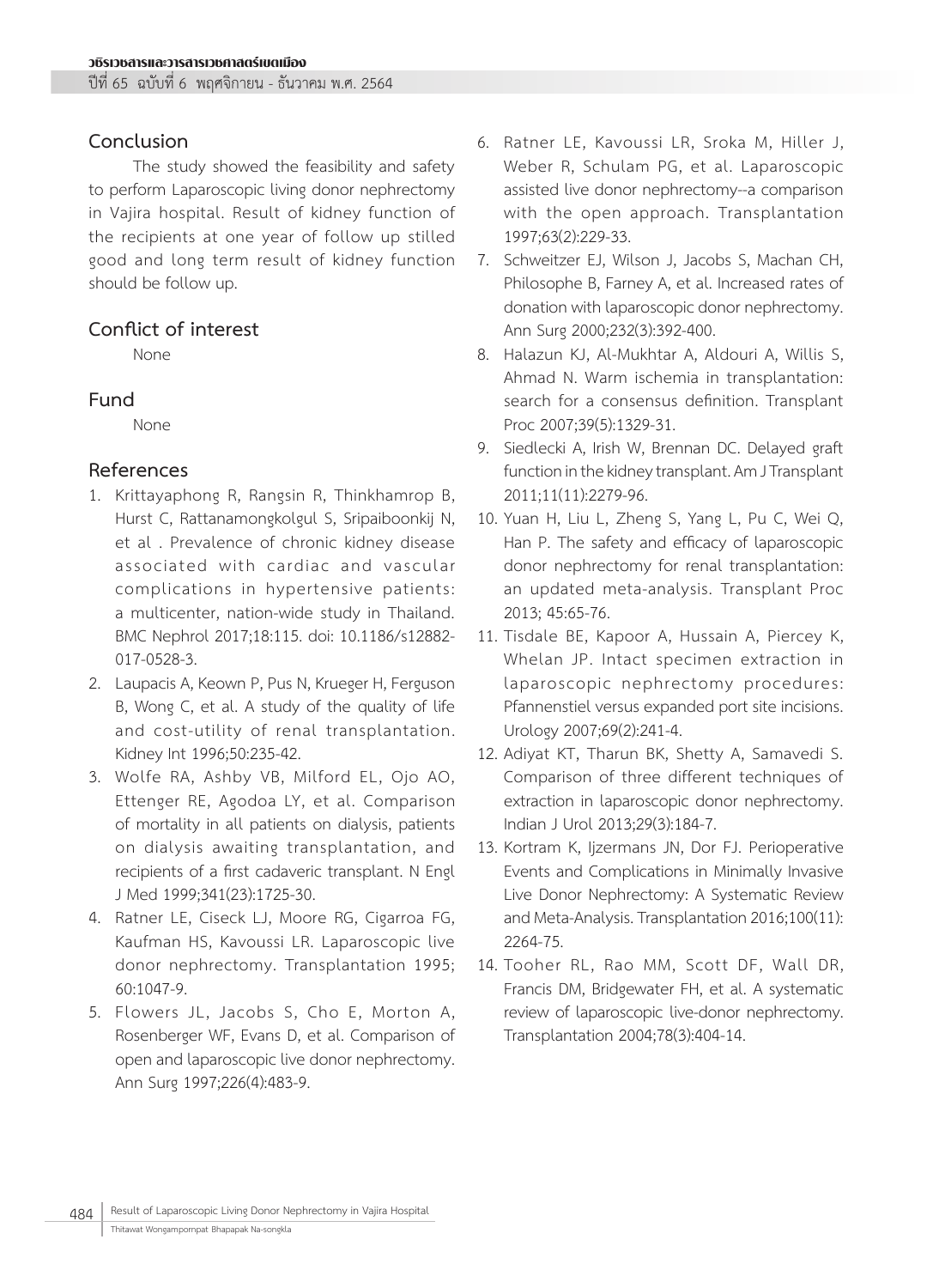## Conclusion

The study showed the feasibility and safety to perform Laparoscopic living donor nephrectomy in Vajira hospital. Result of kidney function of the recipients at one year of follow up stilled good and long term result of kidney function should be follow up.

## Conflict of interest

None

## Fund

None

## References

1. Krittayaphong R, Rangsin R, Thinkhamrop B, Hurst C, Rattanamongkolgul S, Sripaiboonkij N, et al . Prevalence of chronic kidney disease associated with cardiac and vascular complications in hypertensive patients: a multicenter, nation-wide study in Thailand. BMC Nephrol 2017;18:115. doi: 10.1186/s12882-017-0528-3.
2. Laupacis A, Keown P, Pus N, Krueger H, Ferguson B, Wong C, et al. A study of the quality of life and cost-utility of renal transplantation. Kidney Int 1996;50:235-42.
3. Wolfe RA, Ashby VB, Milford EL, Ojo AO, Ettenger RE, Agodoa LY, et al. Comparison of mortality in all patients on dialysis, patients on dialysis awaiting transplantation, and recipients of a first cadaveric transplant. N Engl J Med 1999;341(23):1725-30.
4. Ratner LE, Ciseck LJ, Moore RG, Cigarroa FG, Kaufman HS, Kavoussi LR. Laparoscopic live donor nephrectomy. Transplantation 1995; 60:1047-9.
5. Flowers JL, Jacobs S, Cho E, Morton A, Rosenberger WF, Evans D, et al. Comparison of open and laparoscopic live donor nephrectomy. Ann Surg 1997;226(4):483-9.
6. Ratner LE, Kavoussi LR, Sroka M, Hiller J, Weber R, Schulam PG, et al. Laparoscopic assisted live donor nephrectomy--a comparison with the open approach. Transplantation 1997;63(2):229-33.
7. Schweitzer EJ, Wilson J, Jacobs S, Machan CH, Philosophe B, Farney A, et al. Increased rates of donation with laparoscopic donor nephrectomy. Ann Surg 2000;232(3):392-400.
8. Halazun KJ, Al-Mukhtar A, Aldouri A, Willis S, Ahmad N. Warm ischemia in transplantation: search for a consensus definition. Transplant Proc 2007;39(5):1329-31.
9. Siedlecki A, Irish W, Brennan DC. Delayed graft function in the kidney transplant. Am J Transplant 2011;11(11):2279-96.
10. Yuan H, Liu L, Zheng S, Yang L, Pu C, Wei Q, Han P. The safety and efficacy of laparoscopic donor nephrectomy for renal transplantation: an updated meta-analysis. Transplant Proc 2013; 45:65-76.
11. Tisdale BE, Kapoor A, Hussain A, Piercey K, Whelan JP. Intact specimen extraction in laparoscopic nephrectomy procedures: Pfannenstiel versus expanded port site incisions. Urology 2007;69(2):241-4.
12. Adiyat KT, Tharun BK, Shetty A, Samavedi S. Comparison of three different techniques of extraction in laparoscopic donor nephrectomy. Indian J Urol 2013;29(3):184-7.
13. Kortram K, Ijzermans JN, Dor FJ. Perioperative Events and Complications in Minimally Invasive Live Donor Nephrectomy: A Systematic Review and Meta-Analysis. Transplantation 2016;100(11): 2264-75.
14. Tooher RL, Rao MM, Scott DF, Wall DR, Francis DM, Bridgewater FH, et al. A systematic review of laparoscopic live-donor nephrectomy. Transplantation 2004;78(3):404-14.